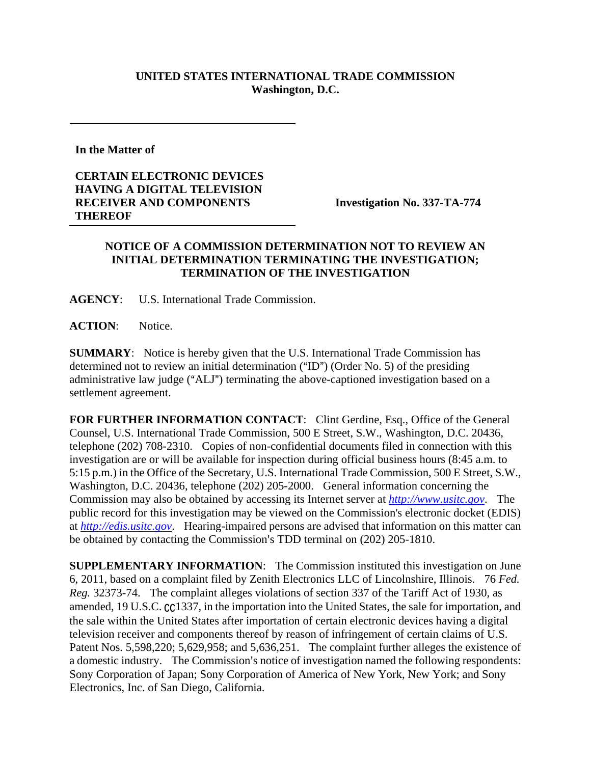**UNITED STATES INTERNATIONAL TRADE COMMISSION**
**Washington, D.C.**

**In the Matter of**

**CERTAIN ELECTRONIC DEVICES HAVING A DIGITAL TELEVISION RECEIVER AND COMPONENTS THEREOF**

**Investigation No. 337-TA-774**

**NOTICE OF A COMMISSION DETERMINATION NOT TO REVIEW AN INITIAL DETERMINATION TERMINATING THE INVESTIGATION; TERMINATION OF THE INVESTIGATION**

**AGENCY**: U.S. International Trade Commission.

**ACTION**: Notice.

**SUMMARY**: Notice is hereby given that the U.S. International Trade Commission has determined not to review an initial determination ("ID") (Order No. 5) of the presiding administrative law judge ("ALJ") terminating the above-captioned investigation based on a settlement agreement.

**FOR FURTHER INFORMATION CONTACT**: Clint Gerdine, Esq., Office of the General Counsel, U.S. International Trade Commission, 500 E Street, S.W., Washington, D.C. 20436, telephone (202) 708-2310. Copies of non-confidential documents filed in connection with this investigation are or will be available for inspection during official business hours (8:45 a.m. to 5:15 p.m.) in the Office of the Secretary, U.S. International Trade Commission, 500 E Street, S.W., Washington, D.C. 20436, telephone (202) 205-2000. General information concerning the Commission may also be obtained by accessing its Internet server at *http://www.usitc.gov*. The public record for this investigation may be viewed on the Commission's electronic docket (EDIS) at *http://edis.usitc.gov*. Hearing-impaired persons are advised that information on this matter can be obtained by contacting the Commission's TDD terminal on (202) 205-1810.

**SUPPLEMENTARY INFORMATION**: The Commission instituted this investigation on June 6, 2011, based on a complaint filed by Zenith Electronics LLC of Lincolnshire, Illinois. 76 *Fed. Reg.* 32373-74. The complaint alleges violations of section 337 of the Tariff Act of 1930, as amended, 19 U.S.C. CC1337, in the importation into the United States, the sale for importation, and the sale within the United States after importation of certain electronic devices having a digital television receiver and components thereof by reason of infringement of certain claims of U.S. Patent Nos. 5,598,220; 5,629,958; and 5,636,251. The complaint further alleges the existence of a domestic industry. The Commission's notice of investigation named the following respondents: Sony Corporation of Japan; Sony Corporation of America of New York, New York; and Sony Electronics, Inc. of San Diego, California.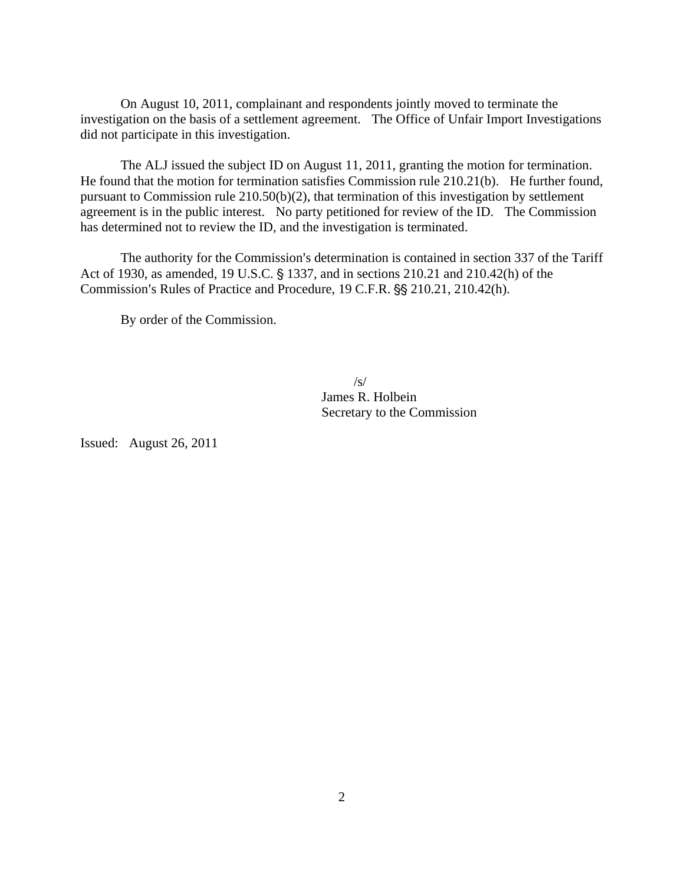On August 10, 2011, complainant and respondents jointly moved to terminate the investigation on the basis of a settlement agreement. The Office of Unfair Import Investigations did not participate in this investigation.

The ALJ issued the subject ID on August 11, 2011, granting the motion for termination. He found that the motion for termination satisfies Commission rule 210.21(b). He further found, pursuant to Commission rule 210.50(b)(2), that termination of this investigation by settlement agreement is in the public interest. No party petitioned for review of the ID. The Commission has determined not to review the ID, and the investigation is terminated.

The authority for the Commission's determination is contained in section 337 of the Tariff Act of 1930, as amended, 19 U.S.C. § 1337, and in sections 210.21 and 210.42(h) of the Commission's Rules of Practice and Procedure, 19 C.F.R. §§ 210.21, 210.42(h).

By order of the Commission.

/s/
James R. Holbein
Secretary to the Commission

Issued: August 26, 2011